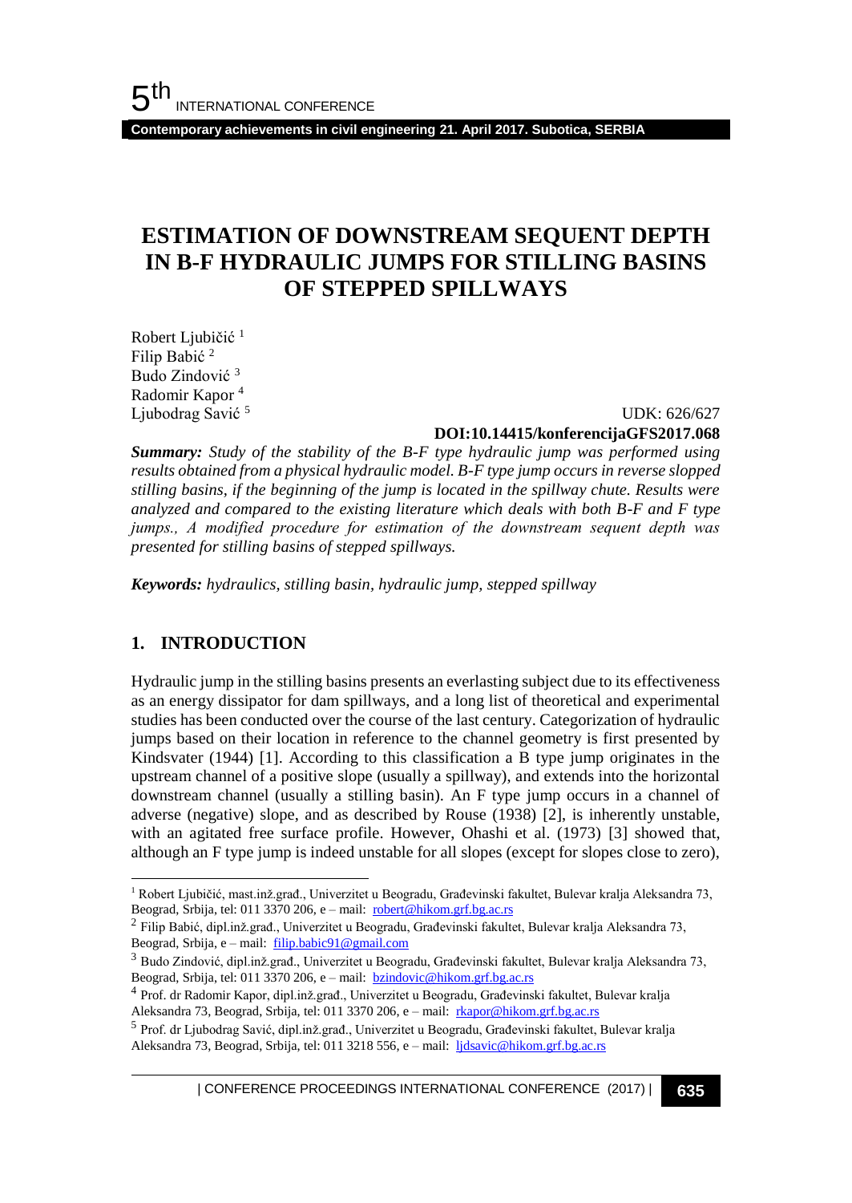# ESTIMATION OF DOWNSTREAM SEQUENT DEPTH IN B-F HYDRAULIC JUMPS FOR STILLING BASINS OF STEPPED SPILLWAYS

Robert Ljubičić [1]
Filip Babić [2]
Budo Zindović [3]
Radomir Kapor [4]
Ljubodrag Savić [5]

UDK: 626/627
**DOI:10.14415/konferencijaGFS2017.068**

***Summary:*** *Study of the stability of the B-F type hydraulic jump was performed using results obtained from a physical hydraulic model. B-F type jump occurs in reverse slopped stilling basins, if the beginning of the jump is located in the spillway chute. Results were analyzed and compared to the existing literature which deals with both B-F and F type jumps., A modified procedure for estimation of the downstream sequent depth was presented for stilling basins of stepped spillways.*

***Keywords:*** *hydraulics, stilling basin, hydraulic jump, stepped spillway*

## 1. INTRODUCTION

Hydraulic jump in the stilling basins presents an everlasting subject due to its effectiveness as an energy dissipator for dam spillways, and a long list of theoretical and experimental studies has been conducted over the course of the last century. Categorization of hydraulic jumps based on their location in reference to the channel geometry is first presented by Kindsvater (1944) [1]. According to this classification a B type jump originates in the upstream channel of a positive slope (usually a spillway), and extends into the horizontal downstream channel (usually a stilling basin). An F type jump occurs in a channel of adverse (negative) slope, and as described by Rouse (1938) [2], is inherently unstable, with an agitated free surface profile. However, Ohashi et al. (1973) [3] showed that, although an F type jump is indeed unstable for all slopes (except for slopes close to zero),

---

[1] Robert Ljubičić, mast.inž.građ., Univerzitet u Beogradu, Građevinski fakultet, Bulevar kralja Aleksandra 73, Beograd, Srbija, tel: 011 3370 206, e – mail: robert@hikom.grf.bg.ac.rs

[2] Filip Babić, dipl.inž.građ., Univerzitet u Beogradu, Građevinski fakultet, Bulevar kralja Aleksandra 73, Beograd, Srbija, e – mail: filip.babic91@gmail.com

[3] Budo Zindović, dipl.inž.građ., Univerzitet u Beogradu, Građevinski fakultet, Bulevar kralja Aleksandra 73, Beograd, Srbija, tel: 011 3370 206, e – mail: bzindovic@hikom.grf.bg.ac.rs

[4] Prof. dr Radomir Kapor, dipl.inž.građ., Univerzitet u Beogradu, Građevinski fakultet, Bulevar kralja Aleksandra 73, Beograd, Srbija, tel: 011 3370 206, e – mail: rkapor@hikom.grf.bg.ac.rs

[5] Prof. dr Ljubodrag Savić, dipl.inž.građ., Univerzitet u Beogradu, Građevinski fakultet, Bulevar kralja Aleksandra 73, Beograd, Srbija, tel: 011 3218 556, e – mail: ljdsavic@hikom.grf.bg.ac.rs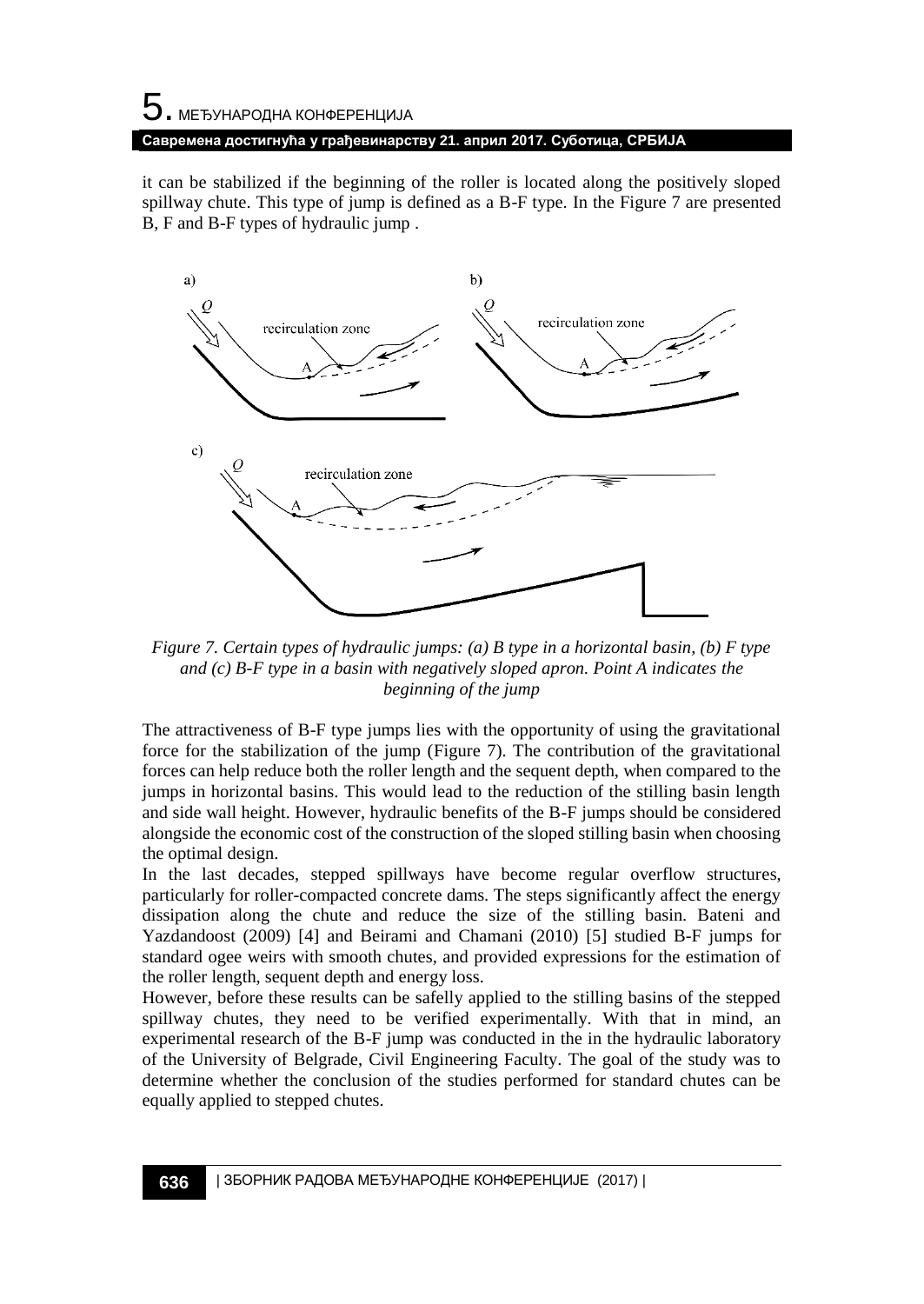it can be stabilized if the beginning of the roller is located along the positively sloped spillway chute. This type of jump is defined as a B-F type. In the Figure 7 are presented B, F and B-F types of hydraulic jump .

*Figure 7. Certain types of hydraulic jumps: (a) B type in a horizontal basin, (b) F type and (c) B-F type in a basin with negatively sloped apron. Point A indicates the beginning of the jump*

The attractiveness of B-F type jumps lies with the opportunity of using the gravitational force for the stabilization of the jump (Figure 7). The contribution of the gravitational forces can help reduce both the roller length and the sequent depth, when compared to the jumps in horizontal basins. This would lead to the reduction of the stilling basin length and side wall height. However, hydraulic benefits of the B-F jumps should be considered alongside the economic cost of the construction of the sloped stilling basin when choosing the optimal design.

In the last decades, stepped spillways have become regular overflow structures, particularly for roller-compacted concrete dams. The steps significantly affect the energy dissipation along the chute and reduce the size of the stilling basin. Bateni and Yazdandoost (2009) [4] and Beirami and Chamani (2010) [5] studied B-F jumps for standard ogee weirs with smooth chutes, and provided expressions for the estimation of the roller length, sequent depth and energy loss.

However, before these results can be safelly applied to the stilling basins of the stepped spillway chutes, they need to be verified experimentally. With that in mind, an experimental research of the B-F jump was conducted in the in the hydraulic laboratory of the University of Belgrade, Civil Engineering Faculty. The goal of the study was to determine whether the conclusion of the studies performed for standard chutes can be equally applied to stepped chutes.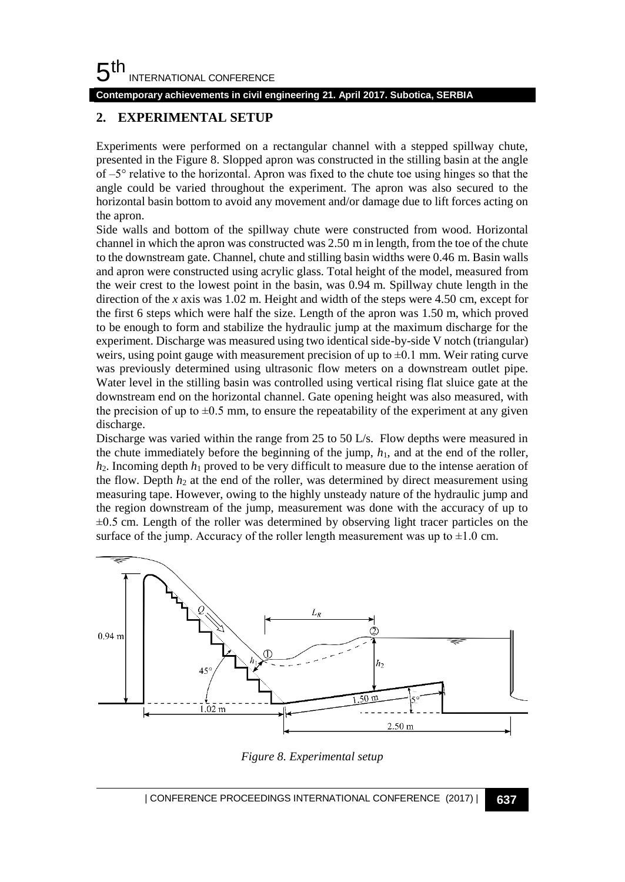## 2. EXPERIMENTAL SETUP

Experiments were performed on a rectangular channel with a stepped spillway chute, presented in the Figure 8. Slopped apron was constructed in the stilling basin at the angle of –5° relative to the horizontal. Apron was fixed to the chute toe using hinges so that the angle could be varied throughout the experiment. The apron was also secured to the horizontal basin bottom to avoid any movement and/or damage due to lift forces acting on the apron.

Side walls and bottom of the spillway chute were constructed from wood. Horizontal channel in which the apron was constructed was 2.50 m in length, from the toe of the chute to the downstream gate. Channel, chute and stilling basin widths were 0.46 m. Basin walls and apron were constructed using acrylic glass. Total height of the model, measured from the weir crest to the lowest point in the basin, was 0.94 m. Spillway chute length in the direction of the $x$ axis was 1.02 m. Height and width of the steps were 4.50 cm, except for the first 6 steps which were half the size. Length of the apron was 1.50 m, which proved to be enough to form and stabilize the hydraulic jump at the maximum discharge for the experiment. Discharge was measured using two identical side-by-side V notch (triangular) weirs, using point gauge with measurement precision of up to ±0.1 mm. Weir rating curve was previously determined using ultrasonic flow meters on a downstream outlet pipe. Water level in the stilling basin was controlled using vertical rising flat sluice gate at the downstream end on the horizontal channel. Gate opening height was also measured, with the precision of up to ±0.5 mm, to ensure the repeatability of the experiment at any given discharge.

Discharge was varied within the range from 25 to 50 L/s. Flow depths were measured in the chute immediately before the beginning of the jump, $h_1$, and at the end of the roller, $h_2$. Incoming depth $h_1$ proved to be very difficult to measure due to the intense aeration of the flow. Depth $h_2$ at the end of the roller, was determined by direct measurement using measuring tape. However, owing to the highly unsteady nature of the hydraulic jump and the region downstream of the jump, measurement was done with the accuracy of up to ±0.5 cm. Length of the roller was determined by observing light tracer particles on the surface of the jump. Accuracy of the roller length measurement was up to ±1.0 cm.

*Figure 8. Experimental setup*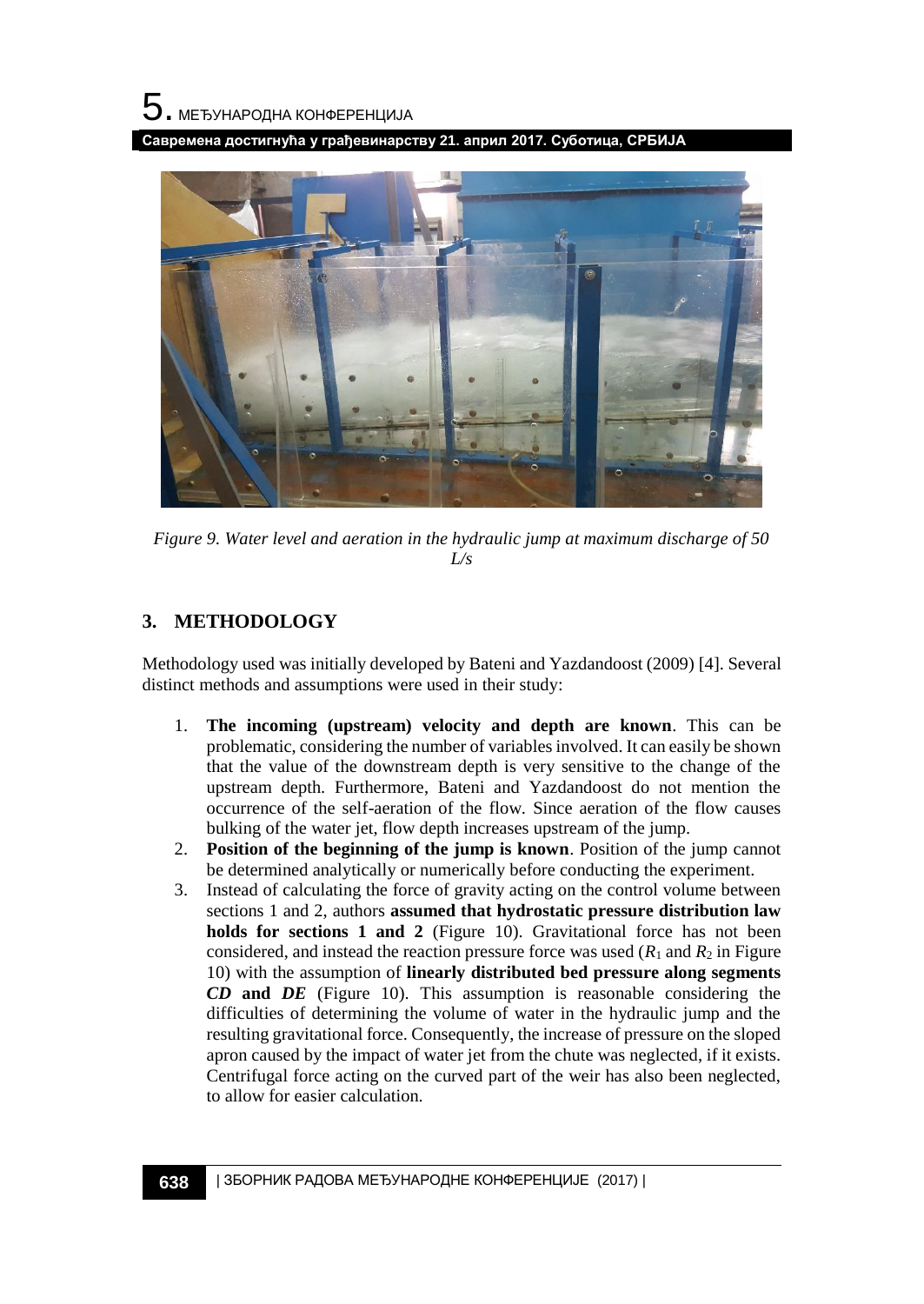*Figure 9. Water level and aeration in the hydraulic jump at maximum discharge of 50 L/s*

## 3. METHODOLOGY

Methodology used was initially developed by Bateni and Yazdandoost (2009) [4]. Several distinct methods and assumptions were used in their study:

1. **The incoming (upstream) velocity and depth are known**. This can be problematic, considering the number of variables involved. It can easily be shown that the value of the downstream depth is very sensitive to the change of the upstream depth. Furthermore, Bateni and Yazdandoost do not mention the occurrence of the self-aeration of the flow. Since aeration of the flow causes bulking of the water jet, flow depth increases upstream of the jump.
2. **Position of the beginning of the jump is known**. Position of the jump cannot be determined analytically or numerically before conducting the experiment.
3. Instead of calculating the force of gravity acting on the control volume between sections 1 and 2, authors **assumed that hydrostatic pressure distribution law holds for sections 1 and 2** (Figure 10). Gravitational force has not been considered, and instead the reaction pressure force was used ($R_1$ and $R_2$ in Figure 10) with the assumption of **linearly distributed bed pressure along segments *CD* and *DE*** (Figure 10). This assumption is reasonable considering the difficulties of determining the volume of water in the hydraulic jump and the resulting gravitational force. Consequently, the increase of pressure on the sloped apron caused by the impact of water jet from the chute was neglected, if it exists. Centrifugal force acting on the curved part of the weir has also been neglected, to allow for easier calculation.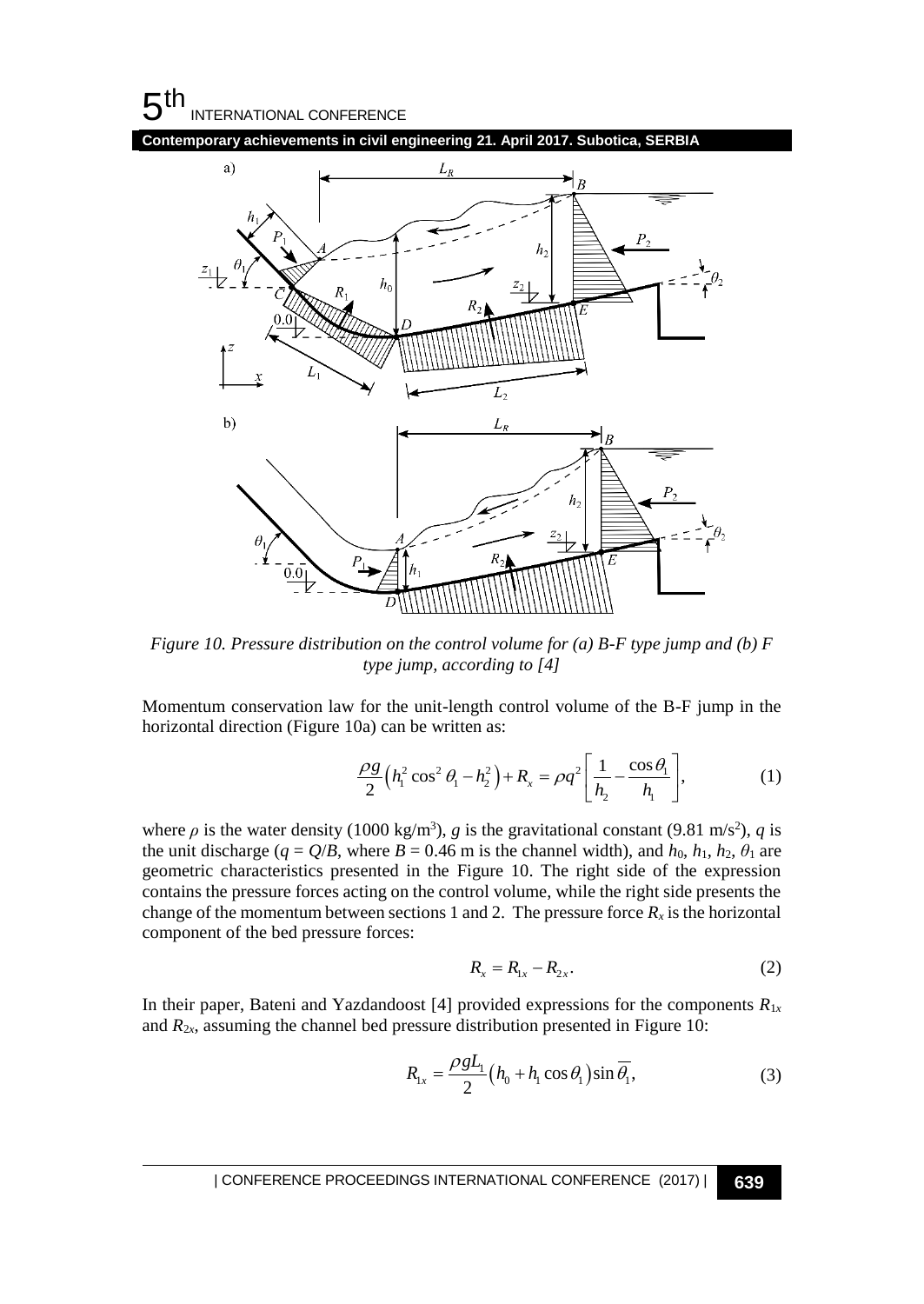*Figure 10. Pressure distribution on the control volume for (a) B-F type jump and (b) F type jump, according to [4]*

Momentum conservation law for the unit-length control volume of the B-F jump in the horizontal direction (Figure 10a) can be written as:

$$\frac{\rho g}{2}\left(h_1^2\cos^2\theta_1 - h_2^2\right) + R_x = \rho q^2\left[\frac{1}{h_2} - \frac{\cos\theta_1}{h_1}\right], \tag{1}$$

where $\rho$ is the water density (1000 kg/m$^3$), $g$ is the gravitational constant (9.81 m/s$^2$), $q$ is the unit discharge ($q = Q/B$, where $B = 0.46$ m is the channel width), and $h_0$, $h_1$, $h_2$, $\theta_1$ are geometric characteristics presented in the Figure 10. The right side of the expression contains the pressure forces acting on the control volume, while the right side presents the change of the momentum between sections 1 and 2. The pressure force $R_x$ is the horizontal component of the bed pressure forces:

$$R_x = R_{1x} - R_{2x}. \tag{2}$$

In their paper, Bateni and Yazdandoost [4] provided expressions for the components $R_{1x}$ and $R_{2x}$, assuming the channel bed pressure distribution presented in Figure 10:

$$R_{1x} = \frac{\rho g L_1}{2}\left(h_0 + h_1\cos\theta_1\right)\sin\overline{\theta}_1, \tag{3}$$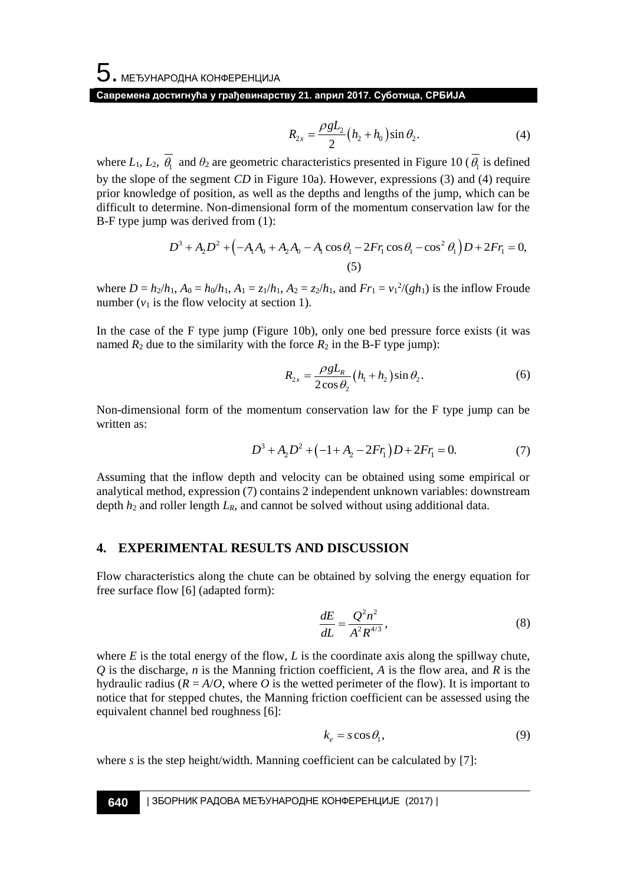$$R_{2x} = \frac{\rho g L_2}{2}\left(h_2 + h_0\right)\sin\theta_2. \tag{4}$$

where $L_1$, $L_2$, $\overline{\theta_1}$ and $\theta_2$ are geometric characteristics presented in Figure 10 ($\overline{\theta_1}$ is defined by the slope of the segment *CD* in Figure 10a). However, expressions (3) and (4) require prior knowledge of position, as well as the depths and lengths of the jump, which can be difficult to determine. Non-dimensional form of the momentum conservation law for the B-F type jump was derived from (1):

$$D^3 + A_2 D^2 + \left(-A_1 A_0 + A_2 A_0 - A_1 \cos\overline{\theta_1} - 2Fr_1 \cos\overline{\theta_1} - \cos^2\overline{\theta_1}\right) D + 2Fr_1 = 0, \tag{5}$$

where $D = h_2/h_1$, $A_0 = h_0/h_1$, $A_1 = z_1/h_1$, $A_2 = z_2/h_1$, and $Fr_1 = v_1^2/(gh_1)$ is the inflow Froude number ($v_1$ is the flow velocity at section 1).

In the case of the F type jump (Figure 10b), only one bed pressure force exists (it was named $R_2$ due to the similarity with the force $R_2$ in the B-F type jump):

$$R_{2x} = \frac{\rho g L_R}{2\cos\theta_2}\left(h_1 + h_2\right)\sin\theta_2. \tag{6}$$

Non-dimensional form of the momentum conservation law for the F type jump can be written as:

$$D^3 + A_2 D^2 + \left(-1 + A_2 - 2Fr_1\right) D + 2Fr_1 = 0. \tag{7}$$

Assuming that the inflow depth and velocity can be obtained using some empirical or analytical method, expression (7) contains 2 independent unknown variables: downstream depth $h_2$ and roller length $L_R$, and cannot be solved without using additional data.

## 4. EXPERIMENTAL RESULTS AND DISCUSSION

Flow characteristics along the chute can be obtained by solving the energy equation for free surface flow [6] (adapted form):

$$\frac{dE}{dL} = \frac{Q^2 n^2}{A^2 R^{4/3}}, \tag{8}$$

where $E$ is the total energy of the flow, $L$ is the coordinate axis along the spillway chute, $Q$ is the discharge, $n$ is the Manning friction coefficient, $A$ is the flow area, and $R$ is the hydraulic radius ($R = A/O$, where $O$ is the wetted perimeter of the flow). It is important to notice that for stepped chutes, the Manning friction coefficient can be assessed using the equivalent channel bed roughness [6]:

$$k_e = s\cos\theta_1, \tag{9}$$

where $s$ is the step height/width. Manning coefficient can be calculated by [7]: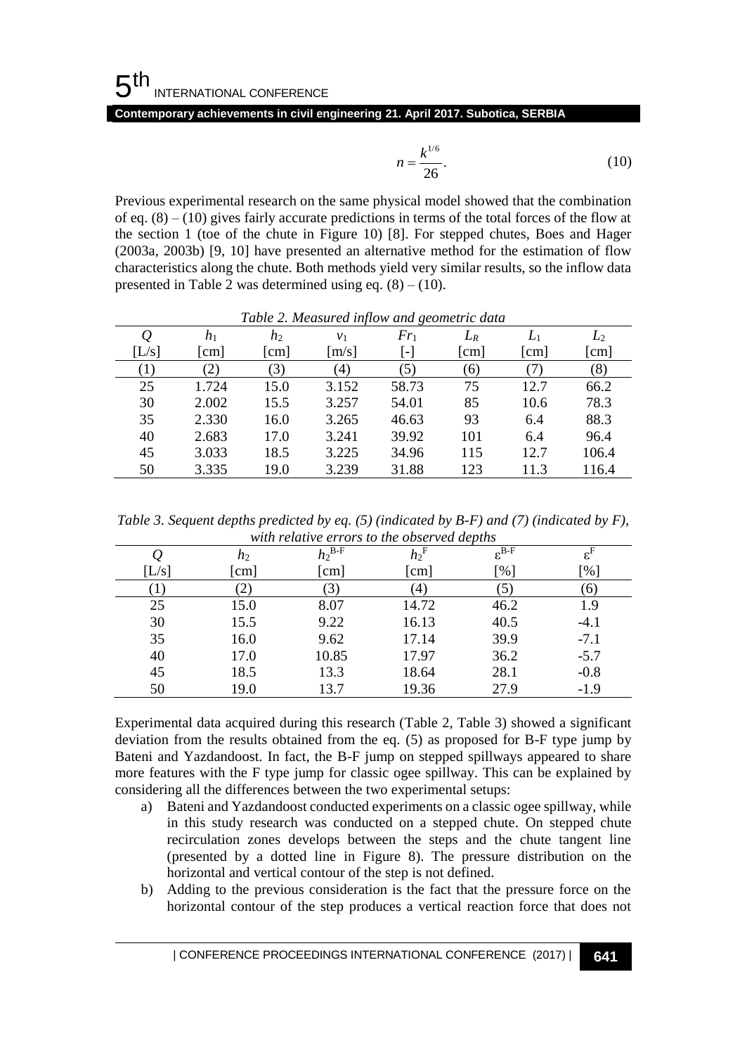$$n = \frac{k^{1/6}}{26}. \tag{10}$$

Previous experimental research on the same physical model showed that the combination of eq. (8) – (10) gives fairly accurate predictions in terms of the total forces of the flow at the section 1 (toe of the chute in Figure 10) [8]. For stepped chutes, Boes and Hager (2003a, 2003b) [9, 10] have presented an alternative method for the estimation of flow characteristics along the chute. Both methods yield very similar results, so the inflow data presented in Table 2 was determined using eq. (8) – (10).

*Table 2. Measured inflow and geometric data*

| $Q$ [L/s] | $h_1$ [cm] | $h_2$ [cm] | $v_1$ [m/s] | $Fr_1$ [-] | $L_R$ [cm] | $L_1$ [cm] | $L_2$ [cm] |
|---|---|---|---|---|---|---|---|
| (1) | (2) | (3) | (4) | (5) | (6) | (7) | (8) |
| 25 | 1.724 | 15.0 | 3.152 | 58.73 | 75 | 12.7 | 66.2 |
| 30 | 2.002 | 15.5 | 3.257 | 54.01 | 85 | 10.6 | 78.3 |
| 35 | 2.330 | 16.0 | 3.265 | 46.63 | 93 | 6.4 | 88.3 |
| 40 | 2.683 | 17.0 | 3.241 | 39.92 | 101 | 6.4 | 96.4 |
| 45 | 3.033 | 18.5 | 3.225 | 34.96 | 115 | 12.7 | 106.4 |
| 50 | 3.335 | 19.0 | 3.239 | 31.88 | 123 | 11.3 | 116.4 |

*Table 3. Sequent depths predicted by eq. (5) (indicated by B-F) and (7) (indicated by F), with relative errors to the observed depths*

| $Q$ [L/s] | $h_2$ [cm] | $h_2^{B\text{-}F}$ [cm] | $h_2^{F}$ [cm] | $\varepsilon^{B\text{-}F}$ [%] | $\varepsilon^{F}$ [%] |
|---|---|---|---|---|---|
| (1) | (2) | (3) | (4) | (5) | (6) |
| 25 | 15.0 | 8.07 | 14.72 | 46.2 | 1.9 |
| 30 | 15.5 | 9.22 | 16.13 | 40.5 | -4.1 |
| 35 | 16.0 | 9.62 | 17.14 | 39.9 | -7.1 |
| 40 | 17.0 | 10.85 | 17.97 | 36.2 | -5.7 |
| 45 | 18.5 | 13.3 | 18.64 | 28.1 | -0.8 |
| 50 | 19.0 | 13.7 | 19.36 | 27.9 | -1.9 |

Experimental data acquired during this research (Table 2, Table 3) showed a significant deviation from the results obtained from the eq. (5) as proposed for B-F type jump by Bateni and Yazdandoost. In fact, the B-F jump on stepped spillways appeared to share more features with the F type jump for classic ogee spillway. This can be explained by considering all the differences between the two experimental setups:

a) Bateni and Yazdandoost conducted experiments on a classic ogee spillway, while in this study research was conducted on a stepped chute. On stepped chute recirculation zones develops between the steps and the chute tangent line (presented by a dotted line in Figure 8). The pressure distribution on the horizontal and vertical contour of the step is not defined.

b) Adding to the previous consideration is the fact that the pressure force on the horizontal contour of the step produces a vertical reaction force that does not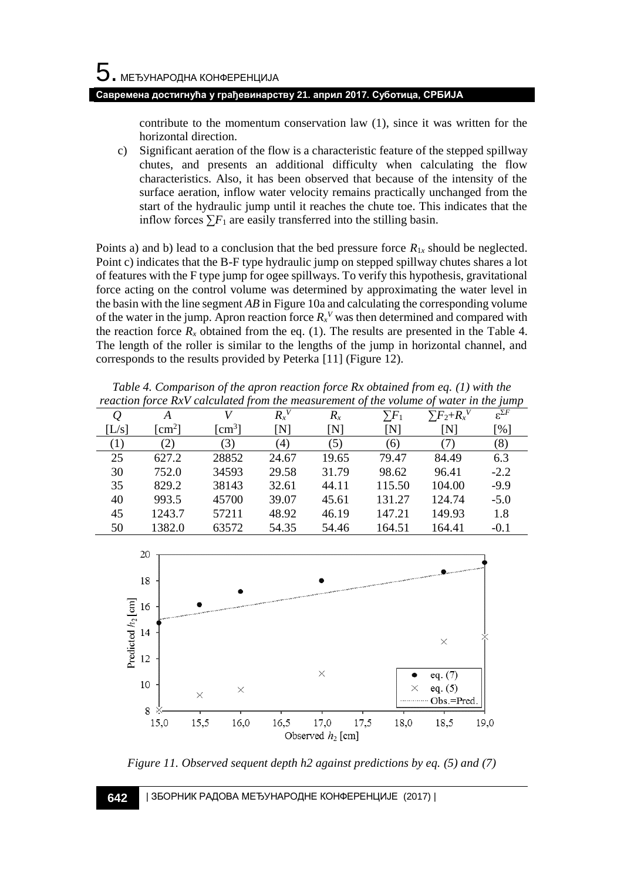contribute to the momentum conservation law (1), since it was written for the horizontal direction.

c) Significant aeration of the flow is a characteristic feature of the stepped spillway chutes, and presents an additional difficulty when calculating the flow characteristics. Also, it has been observed that because of the intensity of the surface aeration, inflow water velocity remains practically unchanged from the start of the hydraulic jump until it reaches the chute toe. This indicates that the inflow forces $\sum F_1$ are easily transferred into the stilling basin.

Points a) and b) lead to a conclusion that the bed pressure force $R_{1x}$ should be neglected. Point c) indicates that the B-F type hydraulic jump on stepped spillway chutes shares a lot of features with the F type jump for ogee spillways. To verify this hypothesis, gravitational force acting on the control volume was determined by approximating the water level in the basin with the line segment *AB* in Figure 10a and calculating the corresponding volume of the water in the jump. Apron reaction force $R_x^V$ was then determined and compared with the reaction force $R_x$ obtained from the eq. (1). The results are presented in the Table 4. The length of the roller is similar to the lengths of the jump in horizontal channel, and corresponds to the results provided by Peterka [11] (Figure 12).

*Table 4. Comparison of the apron reaction force Rx obtained from eq. (1) with the reaction force RxV calculated from the measurement of the volume of water in the jump*

| $Q$ | $A$ | $V$ | $R_x^V$ | $R_x$ | $\sum F_1$ | $\sum F_2+R_x^V$ | $\varepsilon^{\Sigma F}$ |
|---|---|---|---|---|---|---|---|
| [L/s] | [cm$^2$] | [cm$^3$] | [N] | [N] | [N] | [N] | [%] |
| (1) | (2) | (3) | (4) | (5) | (6) | (7) | (8) |
| 25 | 627.2 | 28852 | 24.67 | 19.65 | 79.47 | 84.49 | 6.3 |
| 30 | 752.0 | 34593 | 29.58 | 31.79 | 98.62 | 96.41 | -2.2 |
| 35 | 829.2 | 38143 | 32.61 | 44.11 | 115.50 | 104.00 | -9.9 |
| 40 | 993.5 | 45700 | 39.07 | 45.61 | 131.27 | 124.74 | -5.0 |
| 45 | 1243.7 | 57211 | 48.92 | 46.19 | 147.21 | 149.93 | 1.8 |
| 50 | 1382.0 | 63572 | 54.35 | 54.46 | 164.51 | 164.41 | -0.1 |

*Figure 11. Observed sequent depth h2 against predictions by eq. (5) and (7)*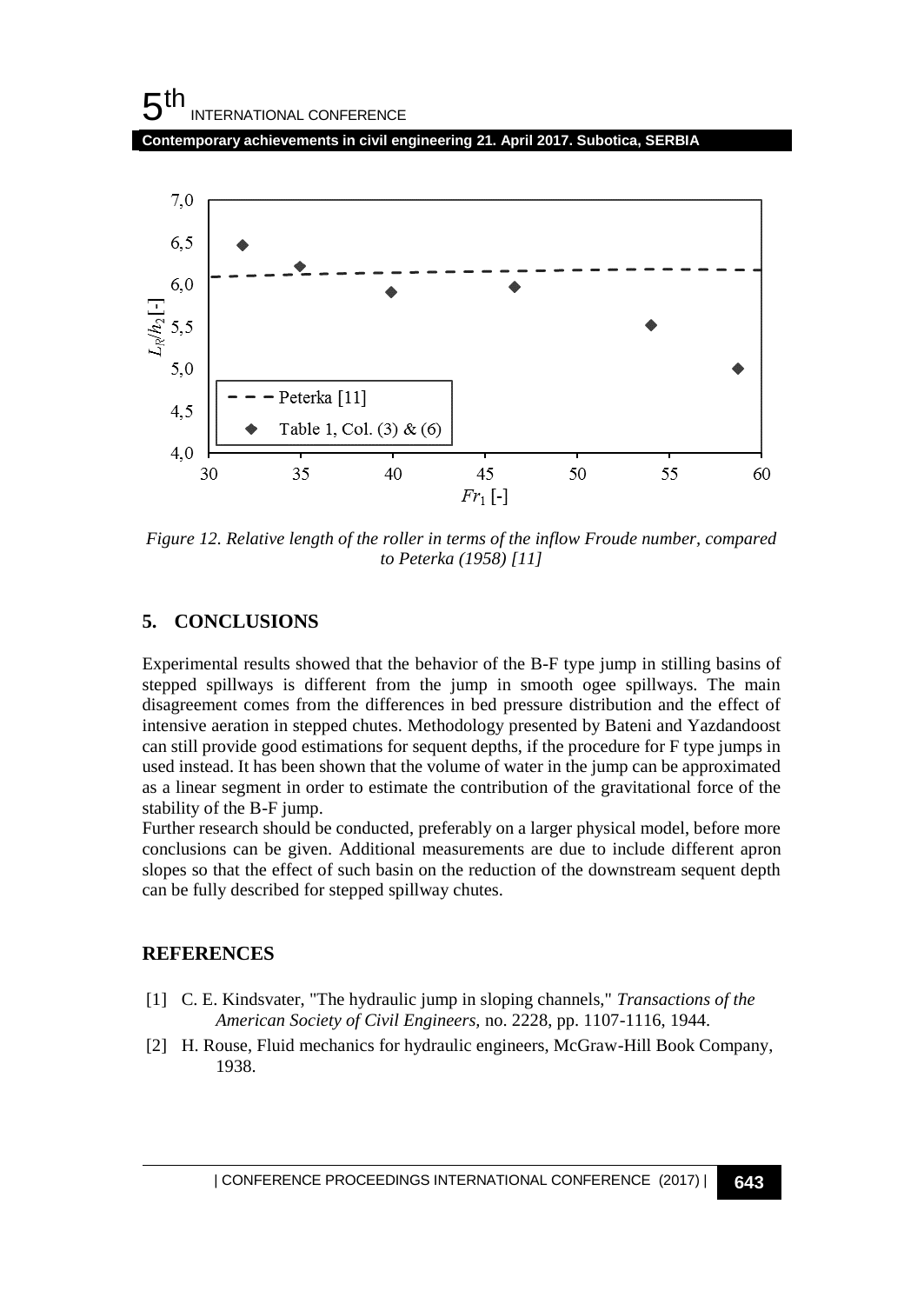*Figure 12. Relative length of the roller in terms of the inflow Froude number, compared to Peterka (1958) [11]*

## 5. CONCLUSIONS

Experimental results showed that the behavior of the B-F type jump in stilling basins of stepped spillways is different from the jump in smooth ogee spillways. The main disagreement comes from the differences in bed pressure distribution and the effect of intensive aeration in stepped chutes. Methodology presented by Bateni and Yazdandoost can still provide good estimations for sequent depths, if the procedure for F type jumps in used instead. It has been shown that the volume of water in the jump can be approximated as a linear segment in order to estimate the contribution of the gravitational force of the stability of the B-F jump.

Further research should be conducted, preferably on a larger physical model, before more conclusions can be given. Additional measurements are due to include different apron slopes so that the effect of such basin on the reduction of the downstream sequent depth can be fully described for stepped spillway chutes.

## REFERENCES

[1] C. E. Kindsvater, "The hydraulic jump in sloping channels," *Transactions of the American Society of Civil Engineers*, no. 2228, pp. 1107-1116, 1944.

[2] H. Rouse, Fluid mechanics for hydraulic engineers, McGraw-Hill Book Company, 1938.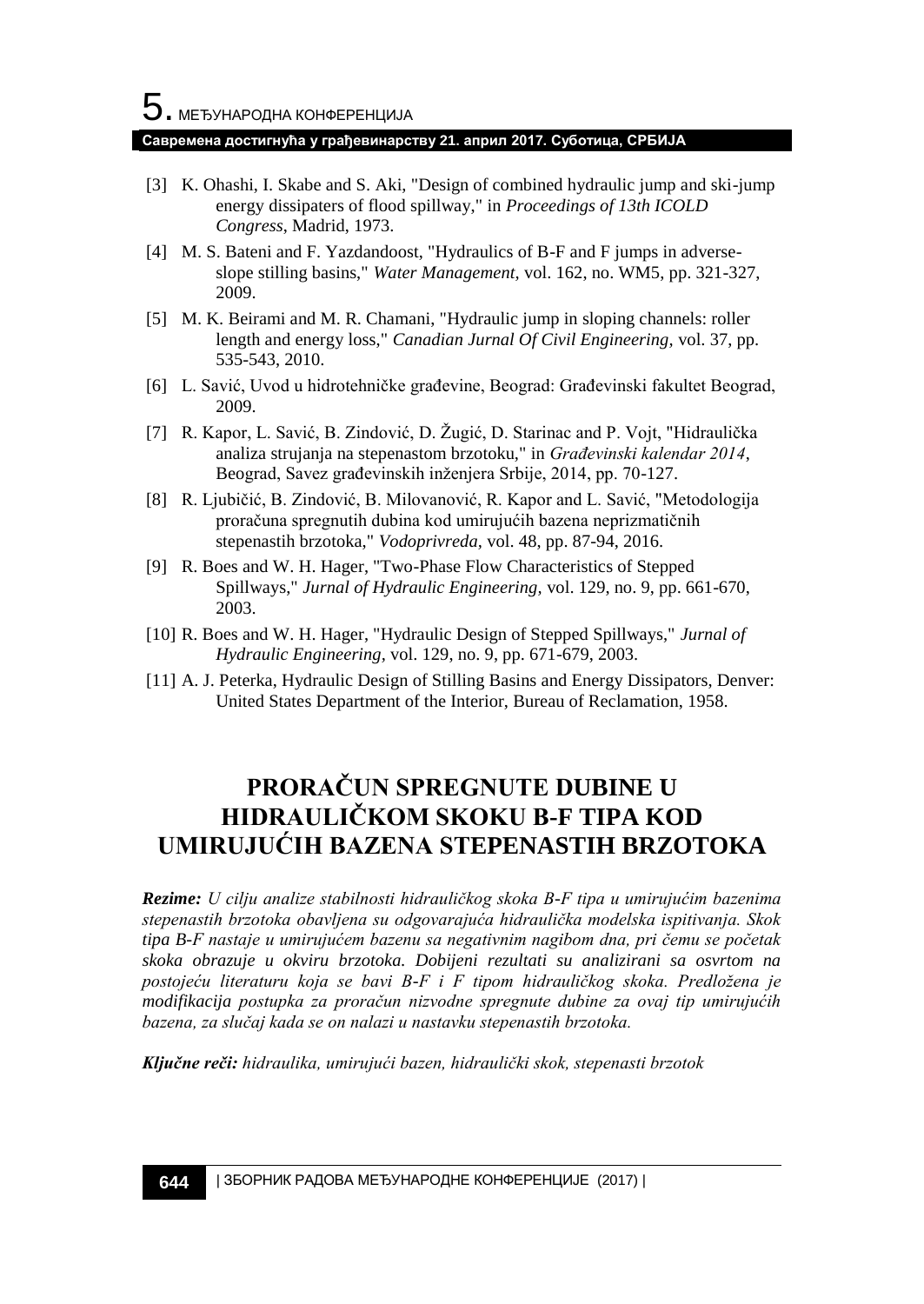[3] K. Ohashi, I. Skabe and S. Aki, "Design of combined hydraulic jump and ski-jump energy dissipaters of flood spillway," in *Proceedings of 13th ICOLD Congress*, Madrid, 1973.

[4] M. S. Bateni and F. Yazdandoost, "Hydraulics of B-F and F jumps in adverse-slope stilling basins," *Water Management*, vol. 162, no. WM5, pp. 321-327, 2009.

[5] M. K. Beirami and M. R. Chamani, "Hydraulic jump in sloping channels: roller length and energy loss," *Canadian Jurnal Of Civil Engineering*, vol. 37, pp. 535-543, 2010.

[6] L. Savić, Uvod u hidrotehničke građevine, Beograd: Građevinski fakultet Beograd, 2009.

[7] R. Kapor, L. Savić, B. Zindović, D. Žugić, D. Starinac and P. Vojt, "Hidraulička analiza strujanja na stepenastom brzotoku," in *Građevinski kalendar 2014*, Beograd, Savez građevinskih inženjera Srbije, 2014, pp. 70-127.

[8] R. Ljubičić, B. Zindović, B. Milovanović, R. Kapor and L. Savić, "Metodologija proračuna spregnutih dubina kod umirujućih bazena neprizmatičnih stepenastih brzotoka," *Vodoprivreda*, vol. 48, pp. 87-94, 2016.

[9] R. Boes and W. H. Hager, "Two-Phase Flow Characteristics of Stepped Spillways," *Jurnal of Hydraulic Engineering*, vol. 129, no. 9, pp. 661-670, 2003.

[10] R. Boes and W. H. Hager, "Hydraulic Design of Stepped Spillways," *Jurnal of Hydraulic Engineering*, vol. 129, no. 9, pp. 671-679, 2003.

[11] A. J. Peterka, Hydraulic Design of Stilling Basins and Energy Dissipators, Denver: United States Department of the Interior, Bureau of Reclamation, 1958.

# PRORAČUN SPREGNUTE DUBINE U HIDRAULIČKOM SKOKU B-F TIPA KOD UMIRUJUĆIH BAZENA STEPENASTIH BRZOTOKA

***Rezime:*** *U cilju analize stabilnosti hidrauličkog skoka B-F tipa u umirujućim bazenima stepenastih brzotoka obavljena su odgovarajuća hidraulička modelska ispitivanja. Skok tipa B-F nastaje u umirujućem bazenu sa negativnim nagibom dna, pri čemu se početak skoka obrazuje u okviru brzotoka. Dobijeni rezultati su analizirani sa osvrtom na postojeću literaturu koja se bavi B-F i F tipom hidrauličkog skoka. Predložena je modifikacija postupka za proračun nizvodne spregnute dubine za ovaj tip umirujućih bazena, za slučaj kada se on nalazi u nastavku stepenastih brzotoka.*

***Ključne reči:*** *hidraulika, umirujući bazen, hidraulički skok, stepenasti brzotok*